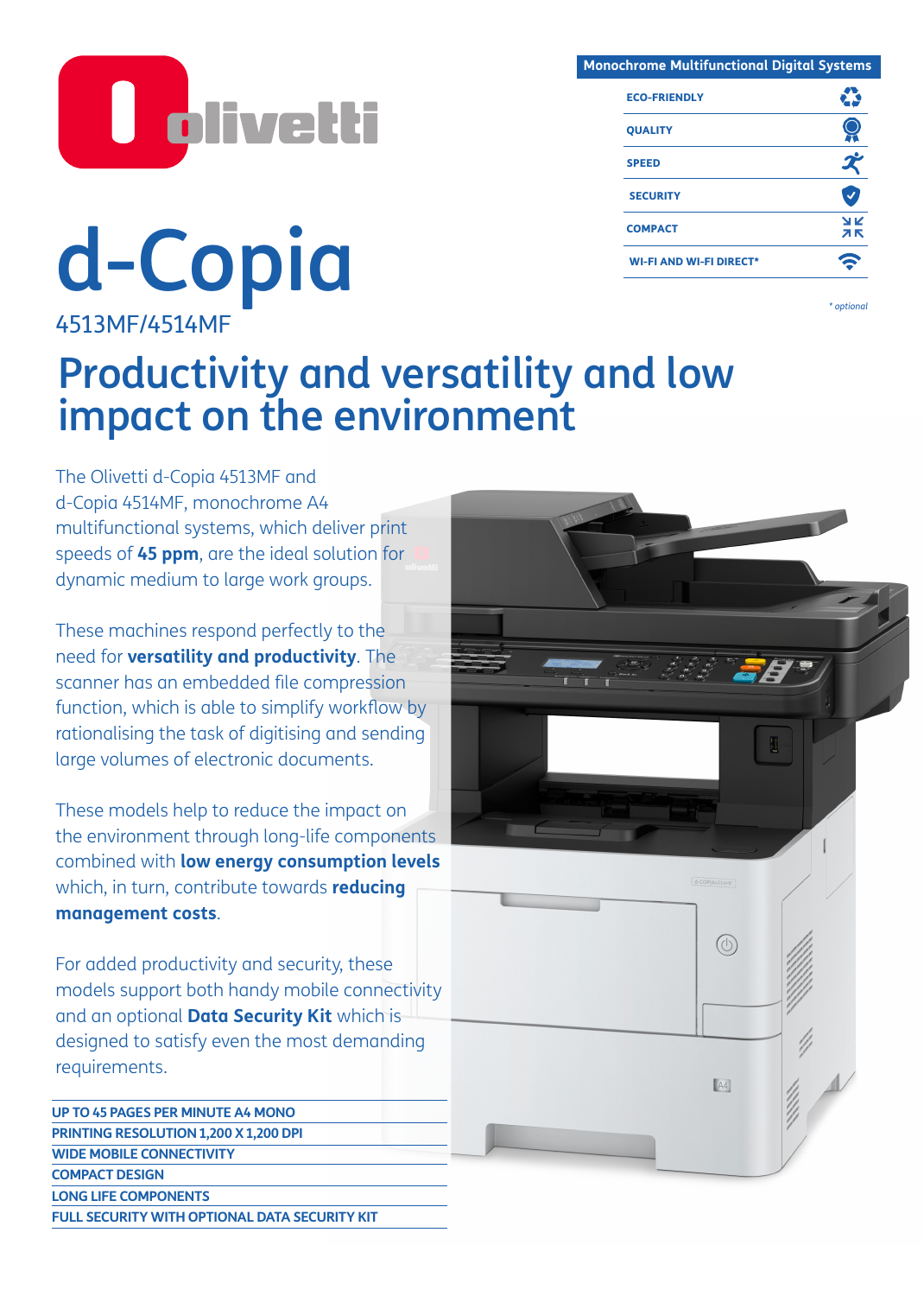# d-Copia

4513MF/4514MF

**Monochrome Multifunctional Digital Systems**

- ECO-FRIENDLY
- QUALITY
- SPEED
- SECURITY
- COMPACT
- WI-FI AND WI-FI DIRECT*

*\* optional*

## Productivity and versatility and low impact on the environment

The Olivetti d-Copia 4513MF and d-Copia 4514MF, monochrome A4 multifunctional systems, which deliver print speeds of **45 ppm**, are the ideal solution for dynamic medium to large work groups.

These machines respond perfectly to the need for **versatility and productivity**. The scanner has an embedded file compression function, which is able to simplify workflow by rationalising the task of digitising and sending large volumes of electronic documents.

These models help to reduce the impact on the environment through long-life components combined with **low energy consumption levels** which, in turn, contribute towards **reducing management costs**.

For added productivity and security, these models support both handy mobile connectivity and an optional **Data Security Kit** which is designed to satisfy even the most demanding requirements.

- UP TO 45 PAGES PER MINUTE A4 MONO
- PRINTING RESOLUTION 1,200 X 1,200 DPI
- WIDE MOBILE CONNECTIVITY
- COMPACT DESIGN
- LONG LIFE COMPONENTS
- FULL SECURITY WITH OPTIONAL DATA SECURITY KIT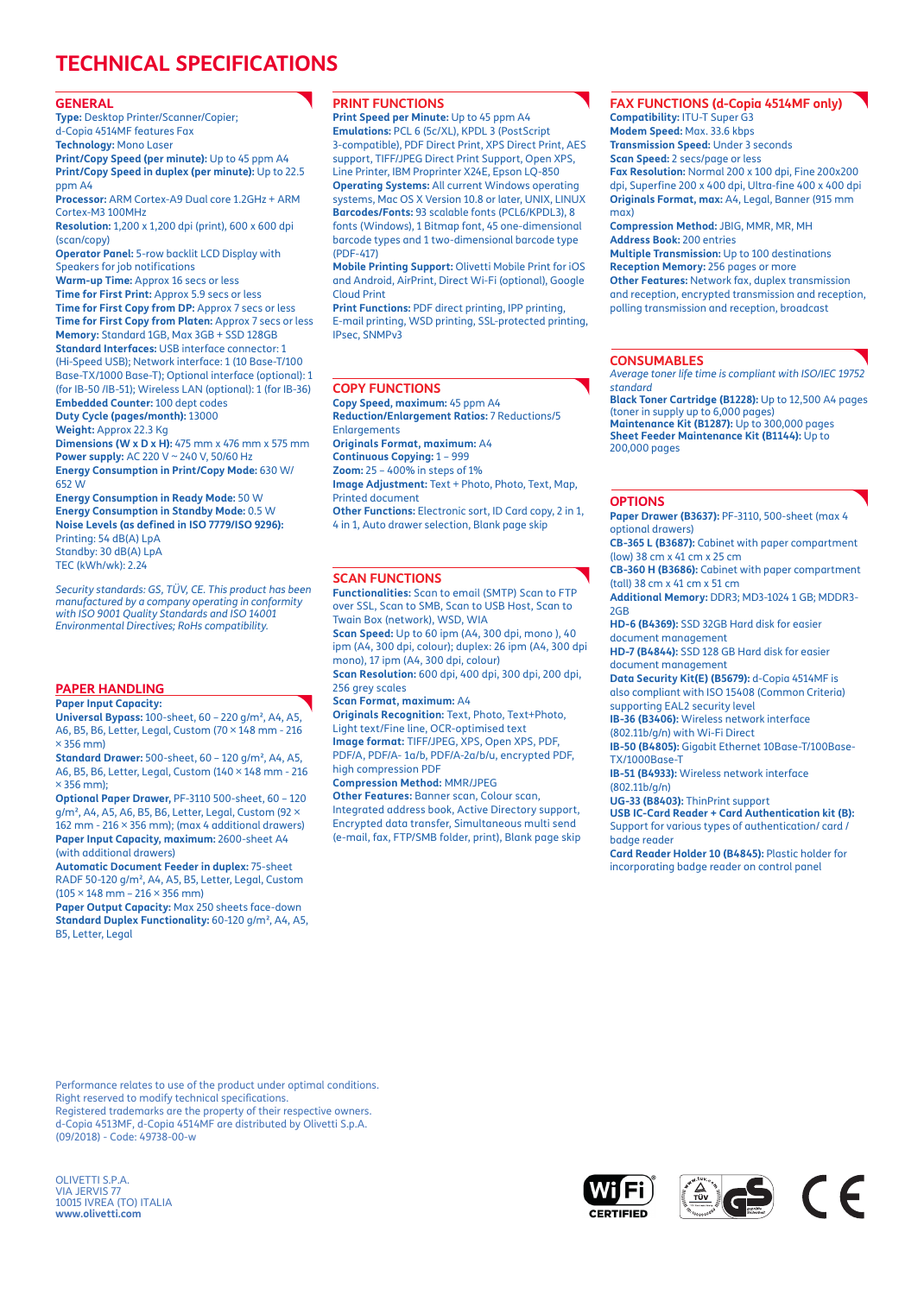# TECHNICAL SPECIFICATIONS

## GENERAL

**Type:** Desktop Printer/Scanner/Copier; d-Copia 4514MF features Fax
**Technology:** Mono Laser
**Print/Copy Speed (per minute):** Up to 45 ppm A4
**Print/Copy Speed in duplex (per minute):** Up to 22.5 ppm A4
**Processor:** ARM Cortex-A9 Dual core 1.2GHz + ARM Cortex-M3 100MHz
**Resolution:** 1,200 x 1,200 dpi (print), 600 x 600 dpi (scan/copy)
**Operator Panel:** 5-row backlit LCD Display with Speakers for job notifications
**Warm-up Time:** Approx 16 secs or less
**Time for First Print:** Approx 5.9 secs or less
**Time for First Copy from DP:** Approx 7 secs or less
**Time for First Copy from Platen:** Approx 7 secs or less
**Memory:** Standard 1GB, Max 3GB + SSD 128GB
**Standard Interfaces:** USB interface connector: 1 (Hi-Speed USB); Network interface: 1 (10 Base-T/100 Base-TX/1000 Base-T); Optional interface (optional): 1 (for IB-50 /IB-51); Wireless LAN (optional): 1 (for IB-36)
**Embedded Counter:** 100 dept codes
**Duty Cycle (pages/month):** 13000
**Weight:** Approx 22.3 Kg
**Dimensions (W x D x H):** 475 mm x 476 mm x 575 mm
**Power supply:** AC 220 V ~ 240 V, 50/60 Hz
**Energy Consumption in Print/Copy Mode:** 630 W/ 652 W
**Energy Consumption in Ready Mode:** 50 W
**Energy Consumption in Standby Mode:** 0.5 W
**Noise Levels (as defined in ISO 7779/ISO 9296):**
Printing: 54 dB(A) LpA
Standby: 30 dB(A) LpA
TEC (kWh/wk): 2.24

*Security standards: GS, TÜV, CE. This product has been manufactured by a company operating in conformity with ISO 9001 Quality Standards and ISO 14001 Environmental Directives; RoHs compatibility.*

## PAPER HANDLING

**Paper Input Capacity:**
**Universal Bypass:** 100-sheet, 60 – 220 g/m², A4, A5, A6, B5, B6, Letter, Legal, Custom (70 × 148 mm - 216 × 356 mm)
**Standard Drawer:** 500-sheet, 60 – 120 g/m², A4, A5, A6, B5, B6, Letter, Legal, Custom (140 × 148 mm - 216 × 356 mm);
**Optional Paper Drawer,** PF-3110 500-sheet, 60 – 120 g/m², A4, A5, A6, B5, B6, Letter, Legal, Custom (92 × 162 mm - 216 × 356 mm); (max 4 additional drawers)
**Paper Input Capacity, maximum:** 2600-sheet A4 (with additional drawers)
**Automatic Document Feeder in duplex:** 75-sheet RADF 50-120 g/m², A4, A5, B5, Letter, Legal, Custom (105 × 148 mm – 216 × 356 mm)
**Paper Output Capacity:** Max 250 sheets face-down
**Standard Duplex Functionality:** 60-120 g/m², A4, A5, B5, Letter, Legal

## PRINT FUNCTIONS

**Print Speed per Minute:** Up to 45 ppm A4
**Emulations:** PCL 6 (5c/XL), KPDL 3 (PostScript 3-compatible), PDF Direct Print, XPS Direct Print, AES support, TIFF/JPEG Direct Print Support, Open XPS, Line Printer, IBM Proprinter X24E, Epson LQ-850
**Operating Systems:** All current Windows operating systems, Mac OS X Version 10.8 or later, UNIX, LINUX
**Barcodes/Fonts:** 93 scalable fonts (PCL6/KPDL3), 8 fonts (Windows), 1 Bitmap font, 45 one-dimensional barcode types and 1 two-dimensional barcode type (PDF-417)
**Mobile Printing Support:** Olivetti Mobile Print for iOS and Android, AirPrint, Direct Wi-Fi (optional), Google Cloud Print
**Print Functions:** PDF direct printing, IPP printing, E-mail printing, WSD printing, SSL-protected printing, IPsec, SNMPv3

## COPY FUNCTIONS

**Copy Speed, maximum:** 45 ppm A4
**Reduction/Enlargement Ratios:** 7 Reductions/5 Enlargements
**Originals Format, maximum:** A4
**Continuous Copying:** 1 – 999
**Zoom:** 25 – 400% in steps of 1%
**Image Adjustment:** Text + Photo, Photo, Text, Map, Printed document
**Other Functions:** Electronic sort, ID Card copy, 2 in 1, 4 in 1, Auto drawer selection, Blank page skip

## SCAN FUNCTIONS

**Functionalities:** Scan to email (SMTP) Scan to FTP over SSL, Scan to SMB, Scan to USB Host, Scan to Twain Box (network), WSD, WIA
**Scan Speed:** Up to 60 ipm (A4, 300 dpi, mono ), 40 ipm (A4, 300 dpi, colour); duplex: 26 ipm (A4, 300 dpi mono), 17 ipm (A4, 300 dpi, colour)
**Scan Resolution:** 600 dpi, 400 dpi, 300 dpi, 200 dpi, 256 grey scales
**Scan Format, maximum:** A4
**Originals Recognition:** Text, Photo, Text+Photo, Light text/Fine line, OCR-optimised text
**Image format:** TIFF/JPEG, XPS, Open XPS, PDF, PDF/A, PDF/A- 1a/b, PDF/A-2a/b/u, encrypted PDF, high compression PDF
**Compression Method:** MMR/JPEG
**Other Features:** Banner scan, Colour scan, Integrated address book, Active Directory support, Encrypted data transfer, Simultaneous multi send (e-mail, fax, FTP/SMB folder, print), Blank page skip

## FAX FUNCTIONS (d-Copia 4514MF only)

**Compatibility:** ITU-T Super G3
**Modem Speed:** Max. 33.6 kbps
**Transmission Speed:** Under 3 seconds
**Scan Speed:** 2 secs/page or less
**Fax Resolution:** Normal 200 x 100 dpi, Fine 200x200 dpi, Superfine 200 x 400 dpi, Ultra-fine 400 x 400 dpi
**Originals Format, max:** A4, Legal, Banner (915 mm max)
**Compression Method:** JBIG, MMR, MR, MH
**Address Book:** 200 entries
**Multiple Transmission:** Up to 100 destinations
**Reception Memory:** 256 pages or more
**Other Features:** Network fax, duplex transmission and reception, encrypted transmission and reception, polling transmission and reception, broadcast

## CONSUMABLES

*Average toner life time is compliant with ISO/IEC 19752 standard*
**Black Toner Cartridge (B1228):** Up to 12,500 A4 pages (toner in supply up to 6,000 pages)
**Maintenance Kit (B1287):** Up to 300,000 pages
**Sheet Feeder Maintenance Kit (B1144):** Up to 200,000 pages

## OPTIONS

**Paper Drawer (B3637):** PF-3110, 500-sheet (max 4 optional drawers)
**CB-365 L (B3687):** Cabinet with paper compartment (low) 38 cm x 41 cm x 25 cm
**CB-360 H (B3686):** Cabinet with paper compartment (tall) 38 cm x 41 cm x 51 cm
**Additional Memory:** DDR3; MD3-1024 1 GB; MDDR3-2GB
**HD-6 (B4369):** SSD 32GB Hard disk for easier document management
**HD-7 (B4844):** SSD 128 GB Hard disk for easier document management
**Data Security Kit(E) (B5679):** d-Copia 4514MF is also compliant with ISO 15408 (Common Criteria) supporting EAL2 security level
**IB-36 (B3406):** Wireless network interface (802.11b/g/n) with Wi-Fi Direct
**IB-50 (B4805):** Gigabit Ethernet 10Base-T/100Base-TX/1000Base-T
**IB-51 (B4933):** Wireless network interface (802.11b/g/n)
**UG-33 (B8403):** ThinPrint support
**USB IC-Card Reader + Card Authentication kit (B):** Support for various types of authentication/ card / badge reader
**Card Reader Holder 10 (B4845):** Plastic holder for incorporating badge reader on control panel

Performance relates to use of the product under optimal conditions.
Right reserved to modify technical specifications.
Registered trademarks are the property of their respective owners.
d-Copia 4513MF, d-Copia 4514MF are distributed by Olivetti S.p.A.
(09/2018) - Code: 49738-00-w

OLIVETTI S.P.A.
VIA JERVIS 77
10015 IVREA (TO) ITALIA
**www.olivetti.com**